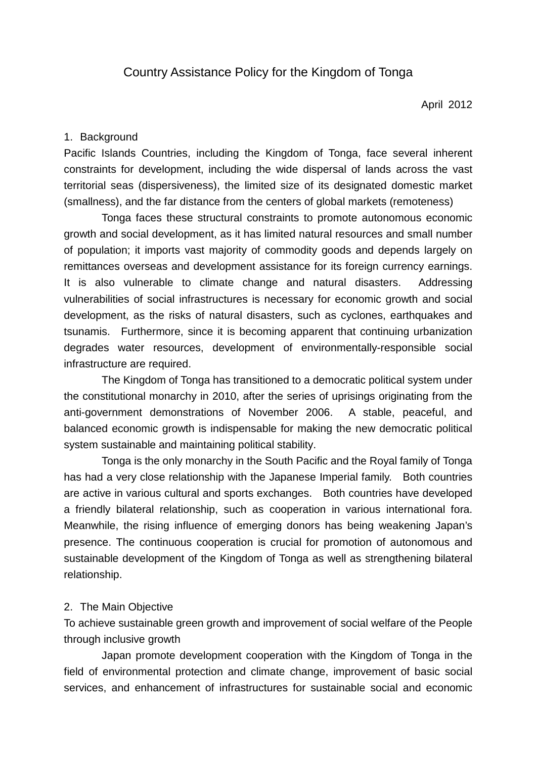# Country Assistance Policy for the Kingdom of Tonga

April 2012

## 1. Background

Pacific Islands Countries, including the Kingdom of Tonga, face several inherent constraints for development, including the wide dispersal of lands across the vast territorial seas (dispersiveness), the limited size of its designated domestic market (smallness), and the far distance from the centers of global markets (remoteness)

Tonga faces these structural constraints to promote autonomous economic growth and social development, as it has limited natural resources and small number of population; it imports vast majority of commodity goods and depends largely on remittances overseas and development assistance for its foreign currency earnings. It is also vulnerable to climate change and natural disasters. Addressing vulnerabilities of social infrastructures is necessary for economic growth and social development, as the risks of natural disasters, such as cyclones, earthquakes and tsunamis. Furthermore, since it is becoming apparent that continuing urbanization degrades water resources, development of environmentally-responsible social infrastructure are required.

The Kingdom of Tonga has transitioned to a democratic political system under the constitutional monarchy in 2010, after the series of uprisings originating from the anti-government demonstrations of November 2006. A stable, peaceful, and balanced economic growth is indispensable for making the new democratic political system sustainable and maintaining political stability.

Tonga is the only monarchy in the South Pacific and the Royal family of Tonga has had a very close relationship with the Japanese Imperial family. Both countries are active in various cultural and sports exchanges. Both countries have developed a friendly bilateral relationship, such as cooperation in various international fora. Meanwhile, the rising influence of emerging donors has being weakening Japan's presence. The continuous cooperation is crucial for promotion of autonomous and sustainable development of the Kingdom of Tonga as well as strengthening bilateral relationship.

## 2. The Main Objective

To achieve sustainable green growth and improvement of social welfare of the People through inclusive growth

Japan promote development cooperation with the Kingdom of Tonga in the field of environmental protection and climate change, improvement of basic social services, and enhancement of infrastructures for sustainable social and economic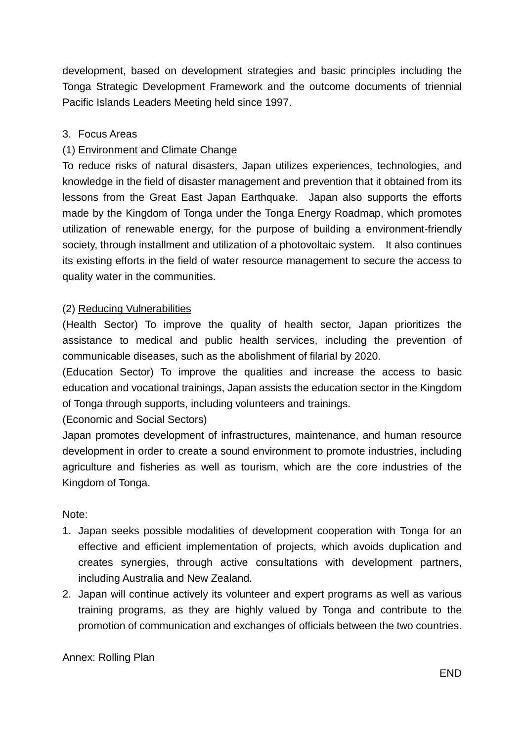development, based on development strategies and basic principles including the Tonga Strategic Development Framework and the outcome documents of triennial Pacific Islands Leaders Meeting held since 1997.

3. Focus Areas

(1) <u>Environment and Climate Change</u>

To reduce risks of natural disasters, Japan utilizes experiences, technologies, and knowledge in the field of disaster management and prevention that it obtained from its lessons from the Great East Japan Earthquake. Japan also supports the efforts made by the Kingdom of Tonga under the Tonga Energy Roadmap, which promotes utilization of renewable energy, for the purpose of building a environment-friendly society, through installment and utilization of a photovoltaic system. It also continues its existing efforts in the field of water resource management to secure the access to quality water in the communities.

(2) <u>Reducing Vulnerabilities</u>

(Health Sector) To improve the quality of health sector, Japan prioritizes the assistance to medical and public health services, including the prevention of communicable diseases, such as the abolishment of filarial by 2020.

(Education Sector) To improve the qualities and increase the access to basic education and vocational trainings, Japan assists the education sector in the Kingdom of Tonga through supports, including volunteers and trainings.

(Economic and Social Sectors)

Japan promotes development of infrastructures, maintenance, and human resource development in order to create a sound environment to promote industries, including agriculture and fisheries as well as tourism, which are the core industries of the Kingdom of Tonga.

Note:

1. Japan seeks possible modalities of development cooperation with Tonga for an effective and efficient implementation of projects, which avoids duplication and creates synergies, through active consultations with development partners, including Australia and New Zealand.
2. Japan will continue actively its volunteer and expert programs as well as various training programs, as they are highly valued by Tonga and contribute to the promotion of communication and exchanges of officials between the two countries.

Annex: Rolling Plan

END